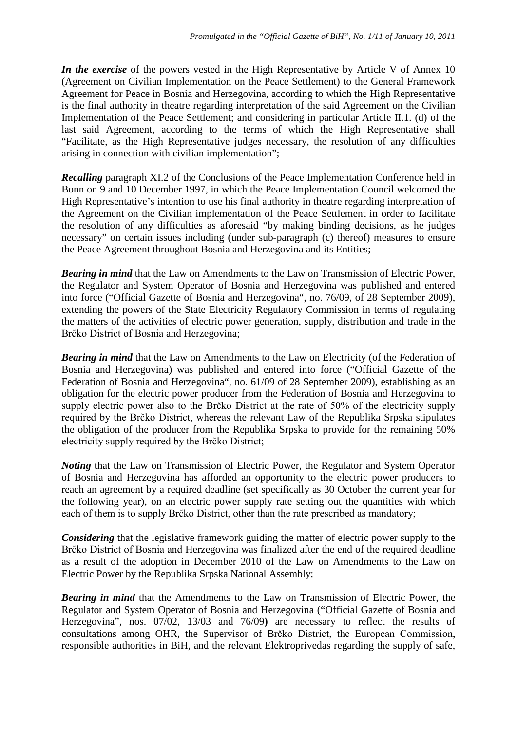*Promulgated in the "Official Gazette of BiH", No. 1/11 of January 10, 2011*

***In the exercise*** of the powers vested in the High Representative by Article V of Annex 10 (Agreement on Civilian Implementation on the Peace Settlement) to the General Framework Agreement for Peace in Bosnia and Herzegovina, according to which the High Representative is the final authority in theatre regarding interpretation of the said Agreement on the Civilian Implementation of the Peace Settlement; and considering in particular Article II.1. (d) of the last said Agreement, according to the terms of which the High Representative shall "Facilitate, as the High Representative judges necessary, the resolution of any difficulties arising in connection with civilian implementation";

***Recalling*** paragraph XI.2 of the Conclusions of the Peace Implementation Conference held in Bonn on 9 and 10 December 1997, in which the Peace Implementation Council welcomed the High Representative's intention to use his final authority in theatre regarding interpretation of the Agreement on the Civilian implementation of the Peace Settlement in order to facilitate the resolution of any difficulties as aforesaid "by making binding decisions, as he judges necessary" on certain issues including (under sub-paragraph (c) thereof) measures to ensure the Peace Agreement throughout Bosnia and Herzegovina and its Entities;

***Bearing in mind*** that the Law on Amendments to the Law on Transmission of Electric Power, the Regulator and System Operator of Bosnia and Herzegovina was published and entered into force ("Official Gazette of Bosnia and Herzegovina", no. 76/09, of 28 September 2009), extending the powers of the State Electricity Regulatory Commission in terms of regulating the matters of the activities of electric power generation, supply, distribution and trade in the Brčko District of Bosnia and Herzegovina;

***Bearing in mind*** that the Law on Amendments to the Law on Electricity (of the Federation of Bosnia and Herzegovina) was published and entered into force ("Official Gazette of the Federation of Bosnia and Herzegovina", no. 61/09 of 28 September 2009), establishing as an obligation for the electric power producer from the Federation of Bosnia and Herzegovina to supply electric power also to the Brčko District at the rate of 50% of the electricity supply required by the Brčko District, whereas the relevant Law of the Republika Srpska stipulates the obligation of the producer from the Republika Srpska to provide for the remaining 50% electricity supply required by the Brčko District;

***Noting*** that the Law on Transmission of Electric Power, the Regulator and System Operator of Bosnia and Herzegovina has afforded an opportunity to the electric power producers to reach an agreement by a required deadline (set specifically as 30 October the current year for the following year), on an electric power supply rate setting out the quantities with which each of them is to supply Brčko District, other than the rate prescribed as mandatory;

***Considering*** that the legislative framework guiding the matter of electric power supply to the Brčko District of Bosnia and Herzegovina was finalized after the end of the required deadline as a result of the adoption in December 2010 of the Law on Amendments to the Law on Electric Power by the Republika Srpska National Assembly;

***Bearing in mind*** that the Amendments to the Law on Transmission of Electric Power, the Regulator and System Operator of Bosnia and Herzegovina ("Official Gazette of Bosnia and Herzegovina", nos. 07/02, 13/03 and 76/09**)** are necessary to reflect the results of consultations among OHR, the Supervisor of Brčko District, the European Commission, responsible authorities in BiH, and the relevant Elektroprivedas regarding the supply of safe,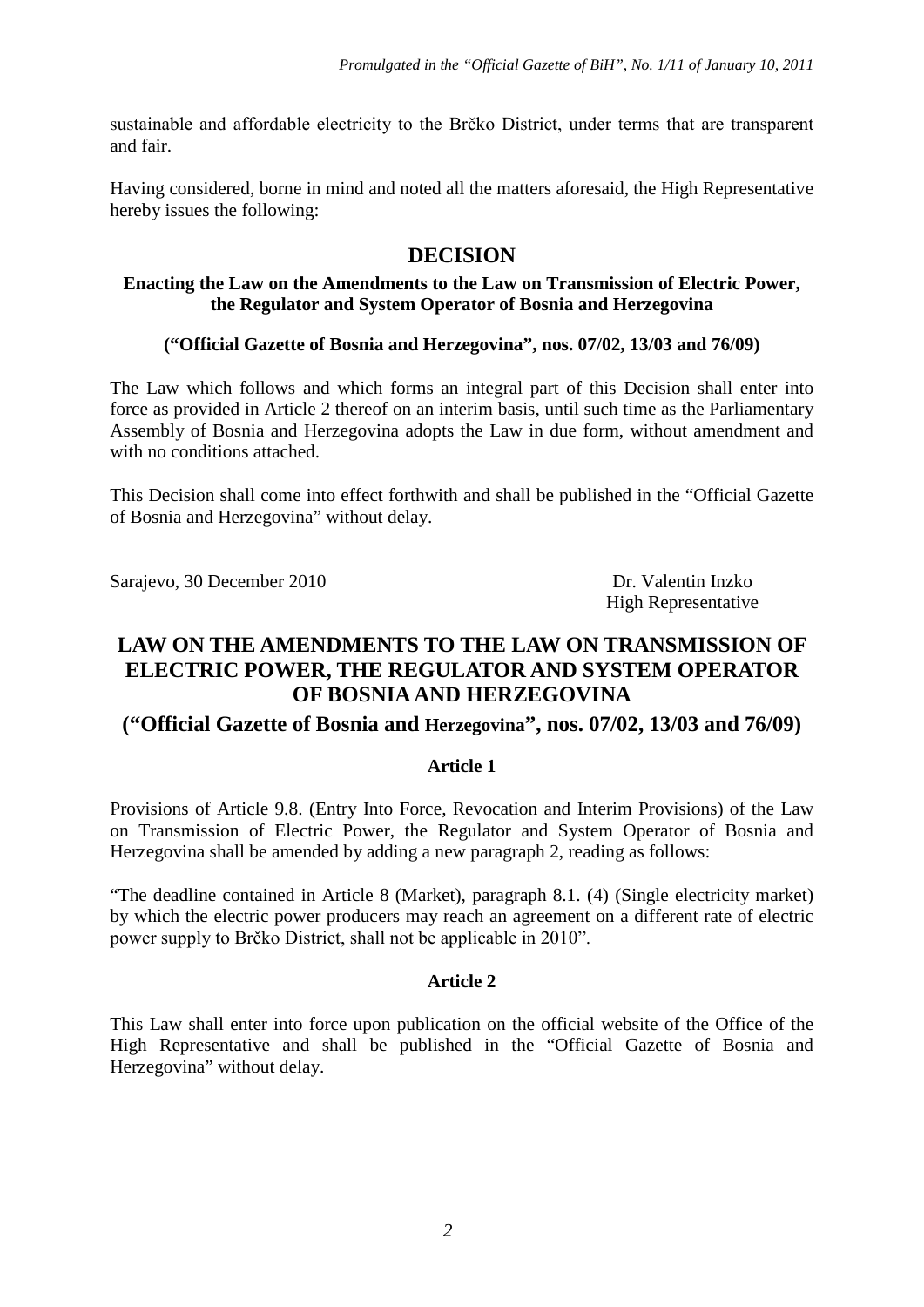sustainable and affordable electricity to the Brčko District, under terms that are transparent and fair.

Having considered, borne in mind and noted all the matters aforesaid, the High Representative hereby issues the following:

## DECISION

**Enacting the Law on the Amendments to the Law on Transmission of Electric Power, the Regulator and System Operator of Bosnia and Herzegovina**

**("Official Gazette of Bosnia and Herzegovina", nos. 07/02, 13/03 and 76/09)**

The Law which follows and which forms an integral part of this Decision shall enter into force as provided in Article 2 thereof on an interim basis, until such time as the Parliamentary Assembly of Bosnia and Herzegovina adopts the Law in due form, without amendment and with no conditions attached.

This Decision shall come into effect forthwith and shall be published in the "Official Gazette of Bosnia and Herzegovina" without delay.

Sarajevo, 30 December 2010

Dr. Valentin Inzko
High Representative

## LAW ON THE AMENDMENTS TO THE LAW ON TRANSMISSION OF ELECTRIC POWER, THE REGULATOR AND SYSTEM OPERATOR OF BOSNIA AND HERZEGOVINA

## ("Official Gazette of Bosnia and Herzegovina", nos. 07/02, 13/03 and 76/09)

### Article 1

Provisions of Article 9.8. (Entry Into Force, Revocation and Interim Provisions) of the Law on Transmission of Electric Power, the Regulator and System Operator of Bosnia and Herzegovina shall be amended by adding a new paragraph 2, reading as follows:

"The deadline contained in Article 8 (Market), paragraph 8.1. (4) (Single electricity market) by which the electric power producers may reach an agreement on a different rate of electric power supply to Brčko District, shall not be applicable in 2010".

### Article 2

This Law shall enter into force upon publication on the official website of the Office of the High Representative and shall be published in the "Official Gazette of Bosnia and Herzegovina" without delay.